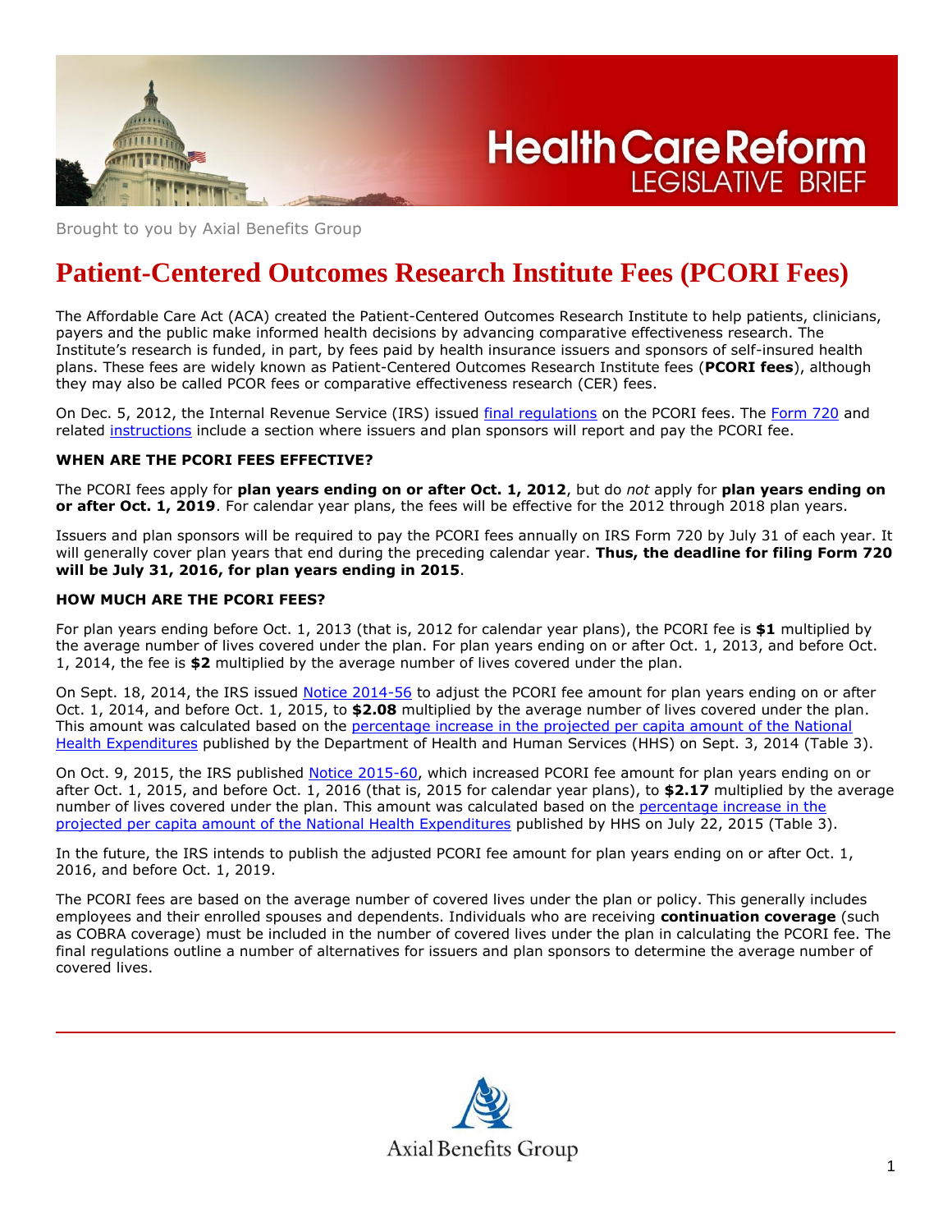# Health Care Reform LEGISLATIVE BRIEF

Brought to you by Axial Benefits Group

# Patient-Centered Outcomes Research Institute Fees (PCORI Fees)

The Affordable Care Act (ACA) created the Patient-Centered Outcomes Research Institute to help patients, clinicians, payers and the public make informed health decisions by advancing comparative effectiveness research. The Institute's research is funded, in part, by fees paid by health insurance issuers and sponsors of self-insured health plans. These fees are widely known as Patient-Centered Outcomes Research Institute fees (**PCORI fees**), although they may also be called PCOR fees or comparative effectiveness research (CER) fees.

On Dec. 5, 2012, the Internal Revenue Service (IRS) issued final regulations on the PCORI fees. The Form 720 and related instructions include a section where issuers and plan sponsors will report and pay the PCORI fee.

### WHEN ARE THE PCORI FEES EFFECTIVE?

The PCORI fees apply for **plan years ending on or after Oct. 1, 2012**, but do *not* apply for **plan years ending on or after Oct. 1, 2019**. For calendar year plans, the fees will be effective for the 2012 through 2018 plan years.

Issuers and plan sponsors will be required to pay the PCORI fees annually on IRS Form 720 by July 31 of each year. It will generally cover plan years that end during the preceding calendar year. **Thus, the deadline for filing Form 720 will be July 31, 2016, for plan years ending in 2015**.

### HOW MUCH ARE THE PCORI FEES?

For plan years ending before Oct. 1, 2013 (that is, 2012 for calendar year plans), the PCORI fee is **$1** multiplied by the average number of lives covered under the plan. For plan years ending on or after Oct. 1, 2013, and before Oct. 1, 2014, the fee is **$2** multiplied by the average number of lives covered under the plan.

On Sept. 18, 2014, the IRS issued Notice 2014-56 to adjust the PCORI fee amount for plan years ending on or after Oct. 1, 2014, and before Oct. 1, 2015, to **$2.08** multiplied by the average number of lives covered under the plan. This amount was calculated based on the percentage increase in the projected per capita amount of the National Health Expenditures published by the Department of Health and Human Services (HHS) on Sept. 3, 2014 (Table 3).

On Oct. 9, 2015, the IRS published Notice 2015-60, which increased PCORI fee amount for plan years ending on or after Oct. 1, 2015, and before Oct. 1, 2016 (that is, 2015 for calendar year plans), to **$2.17** multiplied by the average number of lives covered under the plan. This amount was calculated based on the percentage increase in the projected per capita amount of the National Health Expenditures published by HHS on July 22, 2015 (Table 3).

In the future, the IRS intends to publish the adjusted PCORI fee amount for plan years ending on or after Oct. 1, 2016, and before Oct. 1, 2019.

The PCORI fees are based on the average number of covered lives under the plan or policy. This generally includes employees and their enrolled spouses and dependents. Individuals who are receiving **continuation coverage** (such as COBRA coverage) must be included in the number of covered lives under the plan in calculating the PCORI fee. The final regulations outline a number of alternatives for issuers and plan sponsors to determine the average number of covered lives.

Axial Benefits Group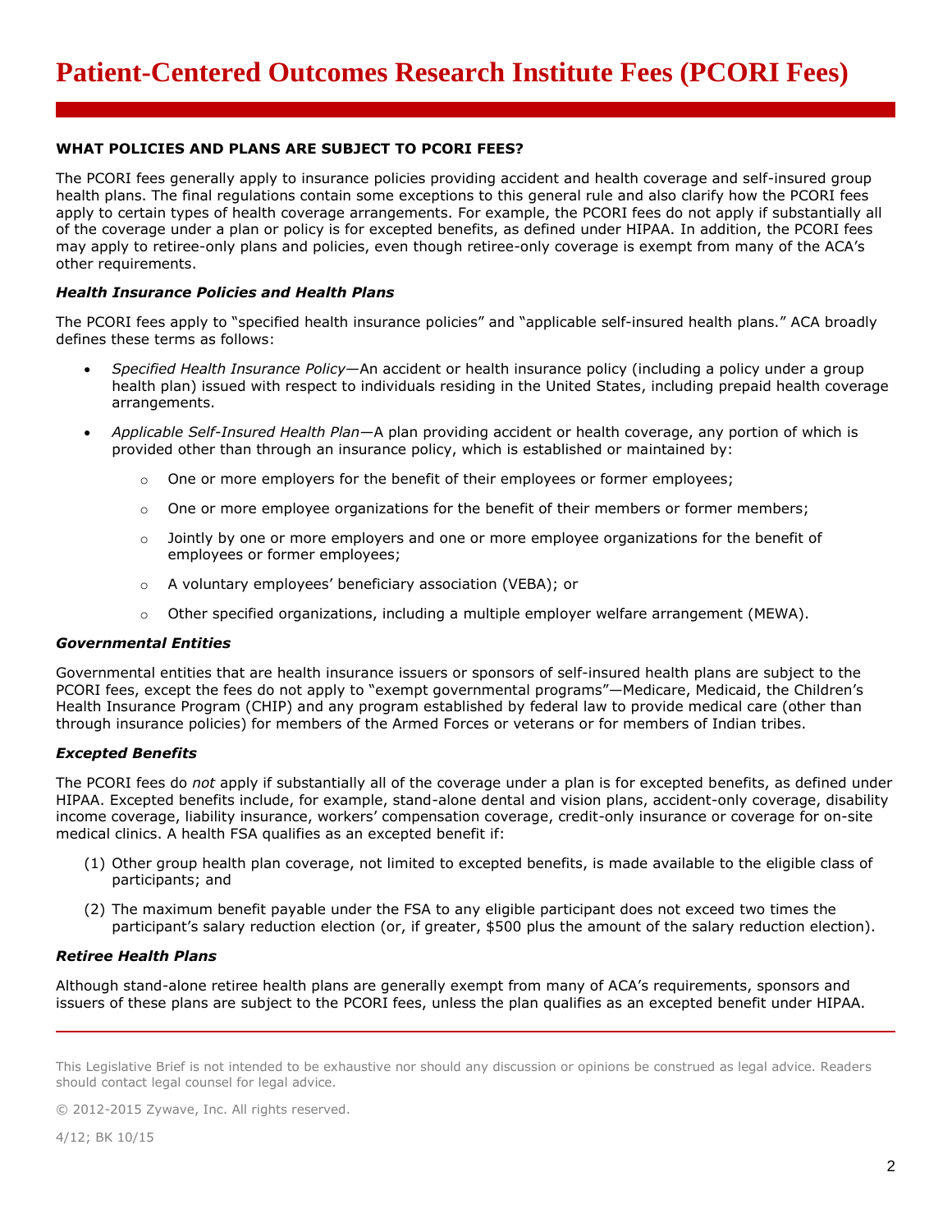# Patient-Centered Outcomes Research Institute Fees (PCORI Fees)

**WHAT POLICIES AND PLANS ARE SUBJECT TO PCORI FEES?**

The PCORI fees generally apply to insurance policies providing accident and health coverage and self-insured group health plans. The final regulations contain some exceptions to this general rule and also clarify how the PCORI fees apply to certain types of health coverage arrangements. For example, the PCORI fees do not apply if substantially all of the coverage under a plan or policy is for excepted benefits, as defined under HIPAA. In addition, the PCORI fees may apply to retiree-only plans and policies, even though retiree-only coverage is exempt from many of the ACA's other requirements.

### *Health Insurance Policies and Health Plans*

The PCORI fees apply to "specified health insurance policies" and "applicable self-insured health plans." ACA broadly defines these terms as follows:

- *Specified Health Insurance Policy*—An accident or health insurance policy (including a policy under a group health plan) issued with respect to individuals residing in the United States, including prepaid health coverage arrangements.
- *Applicable Self-Insured Health Plan*—A plan providing accident or health coverage, any portion of which is provided other than through an insurance policy, which is established or maintained by:
  - One or more employers for the benefit of their employees or former employees;
  - One or more employee organizations for the benefit of their members or former members;
  - Jointly by one or more employers and one or more employee organizations for the benefit of employees or former employees;
  - A voluntary employees' beneficiary association (VEBA); or
  - Other specified organizations, including a multiple employer welfare arrangement (MEWA).

### *Governmental Entities*

Governmental entities that are health insurance issuers or sponsors of self-insured health plans are subject to the PCORI fees, except the fees do not apply to "exempt governmental programs"—Medicare, Medicaid, the Children's Health Insurance Program (CHIP) and any program established by federal law to provide medical care (other than through insurance policies) for members of the Armed Forces or veterans or for members of Indian tribes.

### *Excepted Benefits*

The PCORI fees do *not* apply if substantially all of the coverage under a plan is for excepted benefits, as defined under HIPAA. Excepted benefits include, for example, stand-alone dental and vision plans, accident-only coverage, disability income coverage, liability insurance, workers' compensation coverage, credit-only insurance or coverage for on-site medical clinics. A health FSA qualifies as an excepted benefit if:

(1) Other group health plan coverage, not limited to excepted benefits, is made available to the eligible class of participants; and

(2) The maximum benefit payable under the FSA to any eligible participant does not exceed two times the participant's salary reduction election (or, if greater, $500 plus the amount of the salary reduction election).

### *Retiree Health Plans*

Although stand-alone retiree health plans are generally exempt from many of ACA's requirements, sponsors and issuers of these plans are subject to the PCORI fees, unless the plan qualifies as an excepted benefit under HIPAA.

---

This Legislative Brief is not intended to be exhaustive nor should any discussion or opinions be construed as legal advice. Readers should contact legal counsel for legal advice.

© 2012-2015 Zywave, Inc. All rights reserved.

4/12; BK 10/15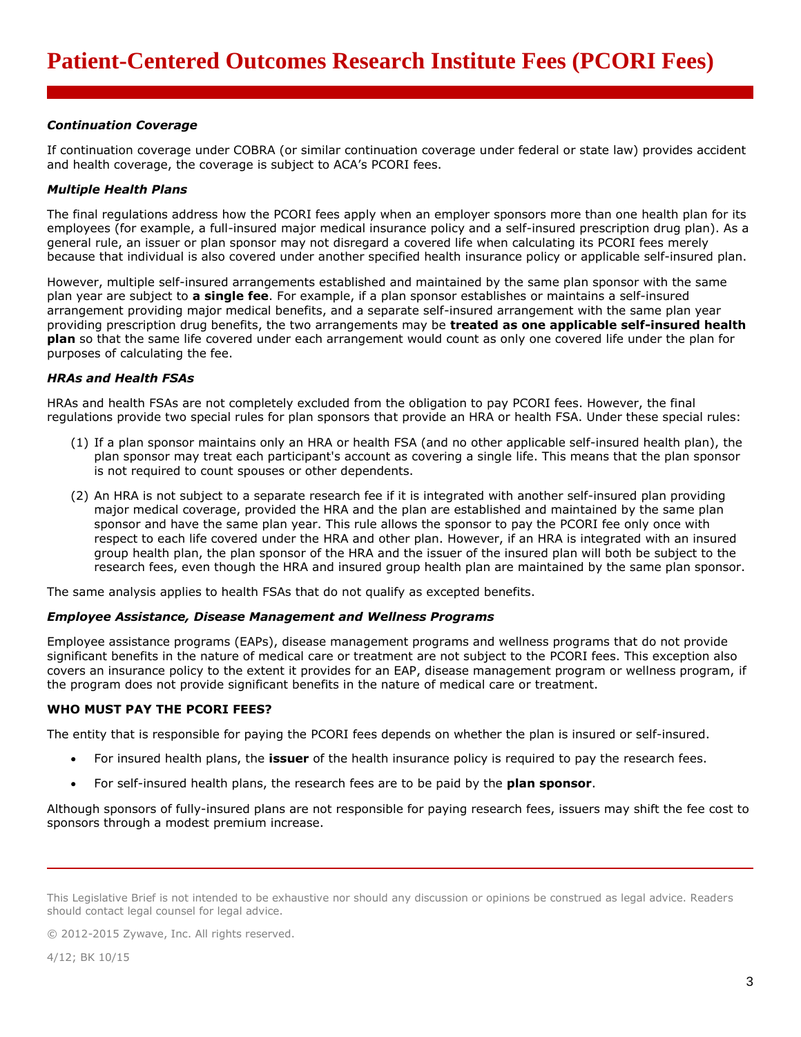### *Continuation Coverage*

If continuation coverage under COBRA (or similar continuation coverage under federal or state law) provides accident and health coverage, the coverage is subject to ACA's PCORI fees.

### *Multiple Health Plans*

The final regulations address how the PCORI fees apply when an employer sponsors more than one health plan for its employees (for example, a full-insured major medical insurance policy and a self-insured prescription drug plan). As a general rule, an issuer or plan sponsor may not disregard a covered life when calculating its PCORI fees merely because that individual is also covered under another specified health insurance policy or applicable self-insured plan.

However, multiple self-insured arrangements established and maintained by the same plan sponsor with the same plan year are subject to **a single fee**. For example, if a plan sponsor establishes or maintains a self-insured arrangement providing major medical benefits, and a separate self-insured arrangement with the same plan year providing prescription drug benefits, the two arrangements may be **treated as one applicable self-insured health plan** so that the same life covered under each arrangement would count as only one covered life under the plan for purposes of calculating the fee.

### *HRAs and Health FSAs*

HRAs and health FSAs are not completely excluded from the obligation to pay PCORI fees. However, the final regulations provide two special rules for plan sponsors that provide an HRA or health FSA. Under these special rules:

(1) If a plan sponsor maintains only an HRA or health FSA (and no other applicable self-insured health plan), the plan sponsor may treat each participant's account as covering a single life. This means that the plan sponsor is not required to count spouses or other dependents.

(2) An HRA is not subject to a separate research fee if it is integrated with another self-insured plan providing major medical coverage, provided the HRA and the plan are established and maintained by the same plan sponsor and have the same plan year. This rule allows the sponsor to pay the PCORI fee only once with respect to each life covered under the HRA and other plan. However, if an HRA is integrated with an insured group health plan, the plan sponsor of the HRA and the issuer of the insured plan will both be subject to the research fees, even though the HRA and insured group health plan are maintained by the same plan sponsor.

The same analysis applies to health FSAs that do not qualify as excepted benefits.

### *Employee Assistance, Disease Management and Wellness Programs*

Employee assistance programs (EAPs), disease management programs and wellness programs that do not provide significant benefits in the nature of medical care or treatment are not subject to the PCORI fees. This exception also covers an insurance policy to the extent it provides for an EAP, disease management program or wellness program, if the program does not provide significant benefits in the nature of medical care or treatment.

## WHO MUST PAY THE PCORI FEES?

The entity that is responsible for paying the PCORI fees depends on whether the plan is insured or self-insured.

- For insured health plans, the **issuer** of the health insurance policy is required to pay the research fees.
- For self-insured health plans, the research fees are to be paid by the **plan sponsor**.

Although sponsors of fully-insured plans are not responsible for paying research fees, issuers may shift the fee cost to sponsors through a modest premium increase.

This Legislative Brief is not intended to be exhaustive nor should any discussion or opinions be construed as legal advice. Readers should contact legal counsel for legal advice.

© 2012-2015 Zywave, Inc. All rights reserved.

4/12; BK 10/15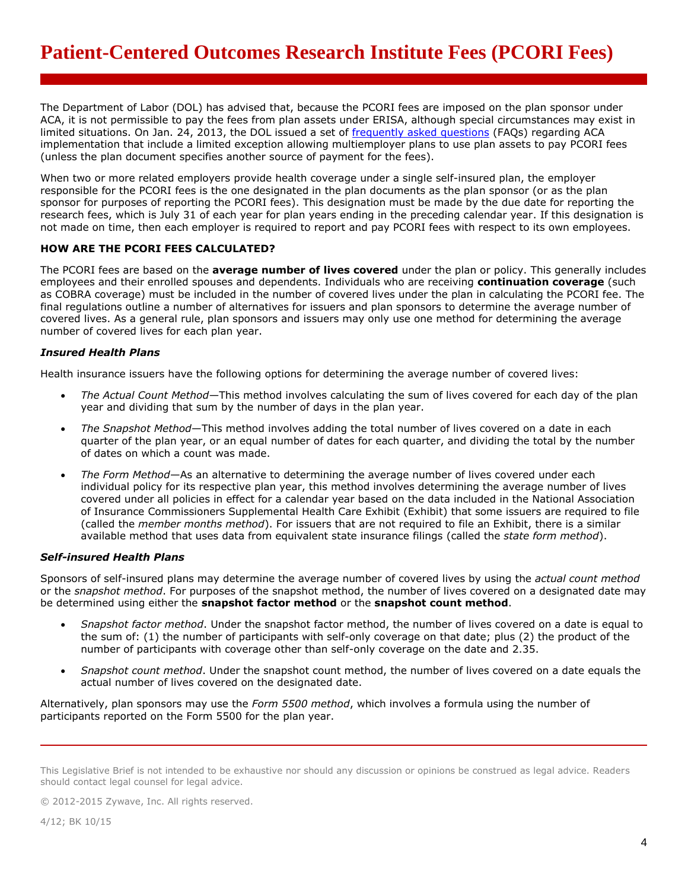# Patient-Centered Outcomes Research Institute Fees (PCORI Fees)

The Department of Labor (DOL) has advised that, because the PCORI fees are imposed on the plan sponsor under ACA, it is not permissible to pay the fees from plan assets under ERISA, although special circumstances may exist in limited situations. On Jan. 24, 2013, the DOL issued a set of [frequently asked questions]() (FAQs) regarding ACA implementation that include a limited exception allowing multiemployer plans to use plan assets to pay PCORI fees (unless the plan document specifies another source of payment for the fees).

When two or more related employers provide health coverage under a single self-insured plan, the employer responsible for the PCORI fees is the one designated in the plan documents as the plan sponsor (or as the plan sponsor for purposes of reporting the PCORI fees). This designation must be made by the due date for reporting the research fees, which is July 31 of each year for plan years ending in the preceding calendar year. If this designation is not made on time, then each employer is required to report and pay PCORI fees with respect to its own employees.

### HOW ARE THE PCORI FEES CALCULATED?

The PCORI fees are based on the **average number of lives covered** under the plan or policy. This generally includes employees and their enrolled spouses and dependents. Individuals who are receiving **continuation coverage** (such as COBRA coverage) must be included in the number of covered lives under the plan in calculating the PCORI fee. The final regulations outline a number of alternatives for issuers and plan sponsors to determine the average number of covered lives. As a general rule, plan sponsors and issuers may only use one method for determining the average number of covered lives for each plan year.

#### *Insured Health Plans*

Health insurance issuers have the following options for determining the average number of covered lives:

- *The Actual Count Method*—This method involves calculating the sum of lives covered for each day of the plan year and dividing that sum by the number of days in the plan year.
- *The Snapshot Method*—This method involves adding the total number of lives covered on a date in each quarter of the plan year, or an equal number of dates for each quarter, and dividing the total by the number of dates on which a count was made.
- *The Form Method*—As an alternative to determining the average number of lives covered under each individual policy for its respective plan year, this method involves determining the average number of lives covered under all policies in effect for a calendar year based on the data included in the National Association of Insurance Commissioners Supplemental Health Care Exhibit (Exhibit) that some issuers are required to file (called the *member months method*). For issuers that are not required to file an Exhibit, there is a similar available method that uses data from equivalent state insurance filings (called the *state form method*).

#### *Self-insured Health Plans*

Sponsors of self-insured plans may determine the average number of covered lives by using the *actual count method* or the *snapshot method*. For purposes of the snapshot method, the number of lives covered on a designated date may be determined using either the **snapshot factor method** or the **snapshot count method**.

- *Snapshot factor method*. Under the snapshot factor method, the number of lives covered on a date is equal to the sum of: (1) the number of participants with self-only coverage on that date; plus (2) the product of the number of participants with coverage other than self-only coverage on the date and 2.35.
- *Snapshot count method*. Under the snapshot count method, the number of lives covered on a date equals the actual number of lives covered on the designated date.

Alternatively, plan sponsors may use the *Form 5500 method*, which involves a formula using the number of participants reported on the Form 5500 for the plan year.

---

This Legislative Brief is not intended to be exhaustive nor should any discussion or opinions be construed as legal advice. Readers should contact legal counsel for legal advice.

© 2012-2015 Zywave, Inc. All rights reserved.

4/12; BK 10/15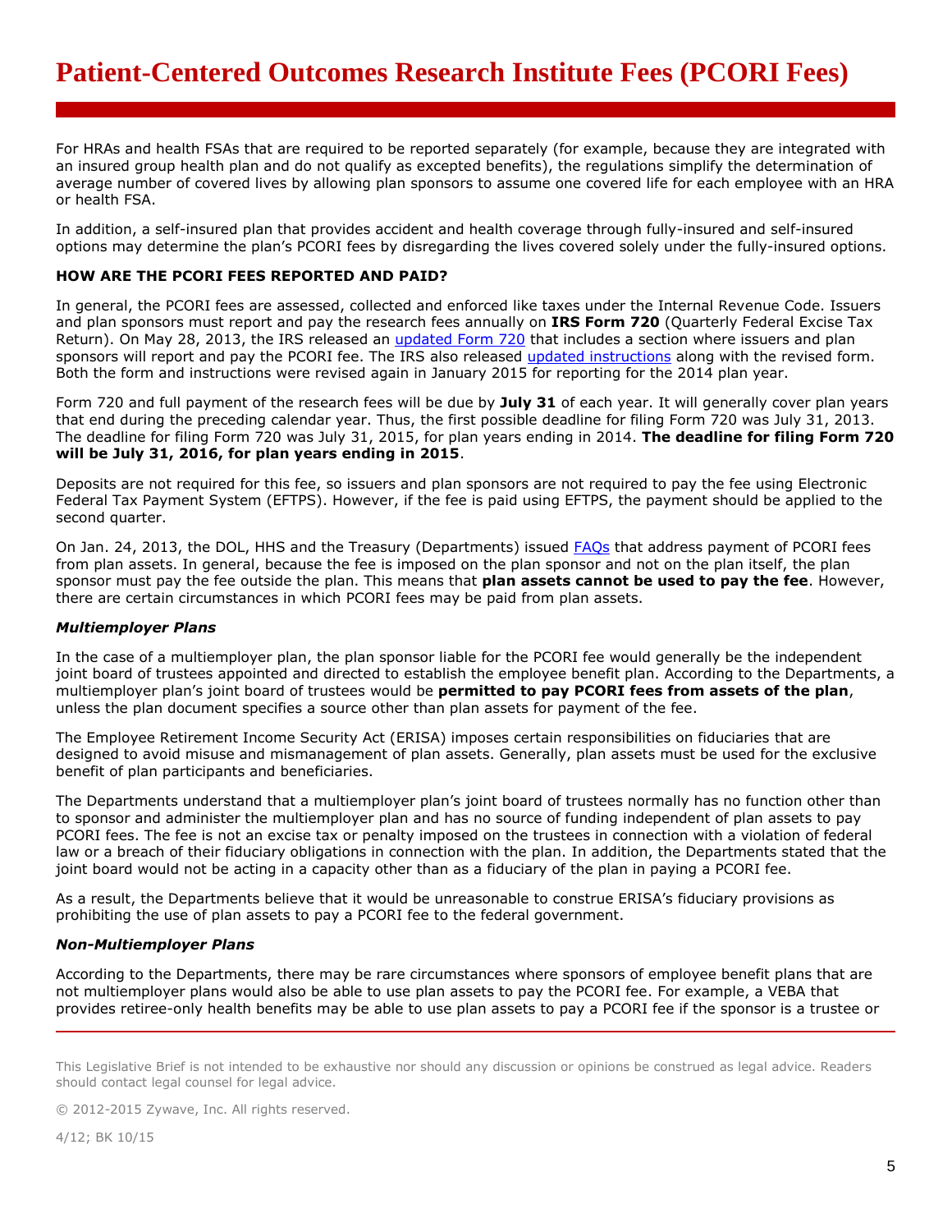For HRAs and health FSAs that are required to be reported separately (for example, because they are integrated with an insured group health plan and do not qualify as excepted benefits), the regulations simplify the determination of average number of covered lives by allowing plan sponsors to assume one covered life for each employee with an HRA or health FSA.

In addition, a self-insured plan that provides accident and health coverage through fully-insured and self-insured options may determine the plan's PCORI fees by disregarding the lives covered solely under the fully-insured options.

### HOW ARE THE PCORI FEES REPORTED AND PAID?

In general, the PCORI fees are assessed, collected and enforced like taxes under the Internal Revenue Code. Issuers and plan sponsors must report and pay the research fees annually on **IRS Form 720** (Quarterly Federal Excise Tax Return). On May 28, 2013, the IRS released an updated Form 720 that includes a section where issuers and plan sponsors will report and pay the PCORI fee. The IRS also released updated instructions along with the revised form. Both the form and instructions were revised again in January 2015 for reporting for the 2014 plan year.

Form 720 and full payment of the research fees will be due by **July 31** of each year. It will generally cover plan years that end during the preceding calendar year. Thus, the first possible deadline for filing Form 720 was July 31, 2013. The deadline for filing Form 720 was July 31, 2015, for plan years ending in 2014. **The deadline for filing Form 720 will be July 31, 2016, for plan years ending in 2015**.

Deposits are not required for this fee, so issuers and plan sponsors are not required to pay the fee using Electronic Federal Tax Payment System (EFTPS). However, if the fee is paid using EFTPS, the payment should be applied to the second quarter.

On Jan. 24, 2013, the DOL, HHS and the Treasury (Departments) issued FAQs that address payment of PCORI fees from plan assets. In general, because the fee is imposed on the plan sponsor and not on the plan itself, the plan sponsor must pay the fee outside the plan. This means that **plan assets cannot be used to pay the fee**. However, there are certain circumstances in which PCORI fees may be paid from plan assets.

#### *Multiemployer Plans*

In the case of a multiemployer plan, the plan sponsor liable for the PCORI fee would generally be the independent joint board of trustees appointed and directed to establish the employee benefit plan. According to the Departments, a multiemployer plan's joint board of trustees would be **permitted to pay PCORI fees from assets of the plan**, unless the plan document specifies a source other than plan assets for payment of the fee.

The Employee Retirement Income Security Act (ERISA) imposes certain responsibilities on fiduciaries that are designed to avoid misuse and mismanagement of plan assets. Generally, plan assets must be used for the exclusive benefit of plan participants and beneficiaries.

The Departments understand that a multiemployer plan's joint board of trustees normally has no function other than to sponsor and administer the multiemployer plan and has no source of funding independent of plan assets to pay PCORI fees. The fee is not an excise tax or penalty imposed on the trustees in connection with a violation of federal law or a breach of their fiduciary obligations in connection with the plan. In addition, the Departments stated that the joint board would not be acting in a capacity other than as a fiduciary of the plan in paying a PCORI fee.

As a result, the Departments believe that it would be unreasonable to construe ERISA's fiduciary provisions as prohibiting the use of plan assets to pay a PCORI fee to the federal government.

#### *Non-Multiemployer Plans*

According to the Departments, there may be rare circumstances where sponsors of employee benefit plans that are not multiemployer plans would also be able to use plan assets to pay the PCORI fee. For example, a VEBA that provides retiree-only health benefits may be able to use plan assets to pay a PCORI fee if the sponsor is a trustee or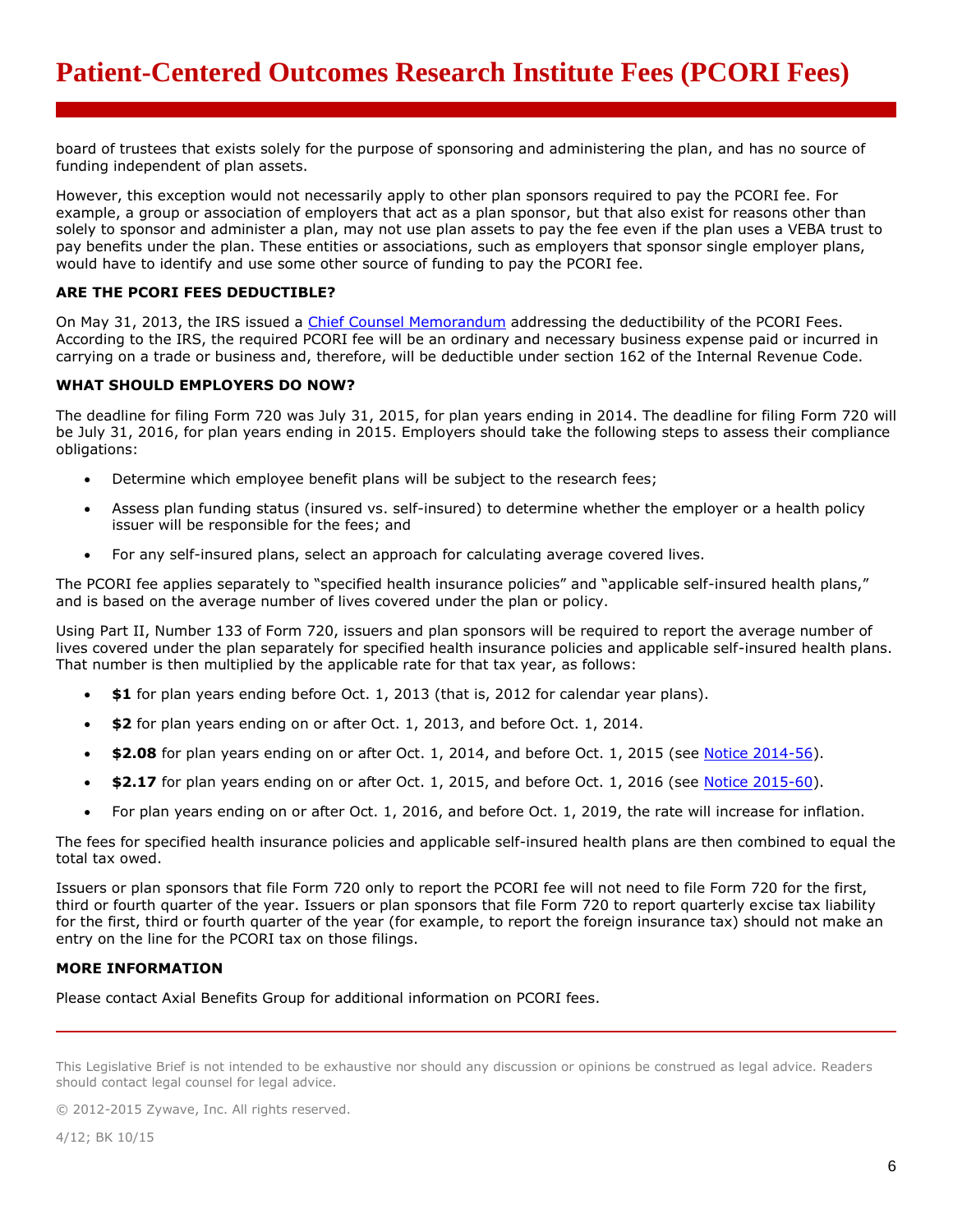board of trustees that exists solely for the purpose of sponsoring and administering the plan, and has no source of funding independent of plan assets.

However, this exception would not necessarily apply to other plan sponsors required to pay the PCORI fee. For example, a group or association of employers that act as a plan sponsor, but that also exist for reasons other than solely to sponsor and administer a plan, may not use plan assets to pay the fee even if the plan uses a VEBA trust to pay benefits under the plan. These entities or associations, such as employers that sponsor single employer plans, would have to identify and use some other source of funding to pay the PCORI fee.

**ARE THE PCORI FEES DEDUCTIBLE?**

On May 31, 2013, the IRS issued a Chief Counsel Memorandum addressing the deductibility of the PCORI Fees. According to the IRS, the required PCORI fee will be an ordinary and necessary business expense paid or incurred in carrying on a trade or business and, therefore, will be deductible under section 162 of the Internal Revenue Code.

**WHAT SHOULD EMPLOYERS DO NOW?**

The deadline for filing Form 720 was July 31, 2015, for plan years ending in 2014. The deadline for filing Form 720 will be July 31, 2016, for plan years ending in 2015. Employers should take the following steps to assess their compliance obligations:

- Determine which employee benefit plans will be subject to the research fees;
- Assess plan funding status (insured vs. self-insured) to determine whether the employer or a health policy issuer will be responsible for the fees; and
- For any self-insured plans, select an approach for calculating average covered lives.

The PCORI fee applies separately to "specified health insurance policies" and "applicable self-insured health plans," and is based on the average number of lives covered under the plan or policy.

Using Part II, Number 133 of Form 720, issuers and plan sponsors will be required to report the average number of lives covered under the plan separately for specified health insurance policies and applicable self-insured health plans. That number is then multiplied by the applicable rate for that tax year, as follows:

- **$1** for plan years ending before Oct. 1, 2013 (that is, 2012 for calendar year plans).
- **$2** for plan years ending on or after Oct. 1, 2013, and before Oct. 1, 2014.
- **$2.08** for plan years ending on or after Oct. 1, 2014, and before Oct. 1, 2015 (see Notice 2014-56).
- **$2.17** for plan years ending on or after Oct. 1, 2015, and before Oct. 1, 2016 (see Notice 2015-60).
- For plan years ending on or after Oct. 1, 2016, and before Oct. 1, 2019, the rate will increase for inflation.

The fees for specified health insurance policies and applicable self-insured health plans are then combined to equal the total tax owed.

Issuers or plan sponsors that file Form 720 only to report the PCORI fee will not need to file Form 720 for the first, third or fourth quarter of the year. Issuers or plan sponsors that file Form 720 to report quarterly excise tax liability for the first, third or fourth quarter of the year (for example, to report the foreign insurance tax) should not make an entry on the line for the PCORI tax on those filings.

**MORE INFORMATION**

Please contact Axial Benefits Group for additional information on PCORI fees.

This Legislative Brief is not intended to be exhaustive nor should any discussion or opinions be construed as legal advice. Readers should contact legal counsel for legal advice.

© 2012-2015 Zywave, Inc. All rights reserved.

4/12; BK 10/15